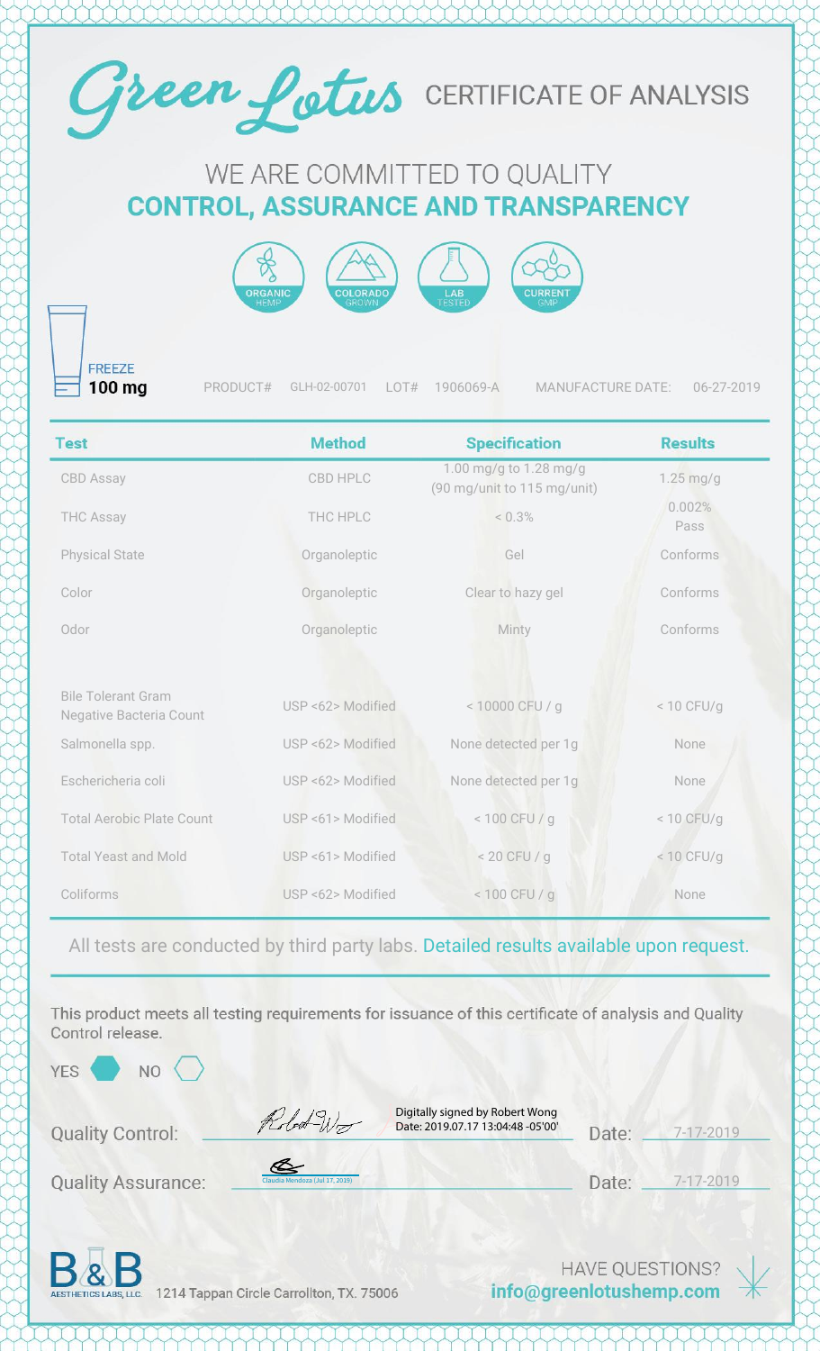# Green Lotus CERTIFICATE OF ANALYSIS

## WE ARE COMMITTED TO QUALITY
## CONTROL, ASSURANCE AND TRANSPARENCY

ORGANIC HEMP | COLORADO GROWN | LAB TESTED | CURRENT GMP

FREEZE
**100 mg**

PRODUCT# GLH-02-00701 LOT# 1906069-A MANUFACTURE DATE: 06-27-2019

| Test | Method | Specification | Results |
|---|---|---|---|
| CBD Assay | CBD HPLC | 1.00 mg/g to 1.28 mg/g (90 mg/unit to 115 mg/unit) | 1.25 mg/g |
| THC Assay | THC HPLC | < 0.3% | 0.002% Pass |
| Physical State | Organoleptic | Gel | Conforms |
| Color | Organoleptic | Clear to hazy gel | Conforms |
| Odor | Organoleptic | Minty | Conforms |
| Bile Tolerant Gram Negative Bacteria Count | USP <62> Modified | < 10000 CFU / g | < 10 CFU/g |
| Salmonella spp. | USP <62> Modified | None detected per 1g | None |
| Eschericheria coli | USP <62> Modified | None detected per 1g | None |
| Total Aerobic Plate Count | USP <61> Modified | < 100 CFU / g | < 10 CFU/g |
| Total Yeast and Mold | USP <61> Modified | < 20 CFU / g | < 10 CFU/g |
| Coliforms | USP <62> Modified | < 100 CFU / g | None |

All tests are conducted by third party labs. Detailed results available upon request.

This product meets all testing requirements for issuance of this certificate of analysis and Quality Control release.

YES ⬢ NO ⬡

Quality Control: Digitally signed by Robert Wong Date: 2019.07.17 13:04:48 -05'00' Date: 7-17-2019

Quality Assurance: Claudia Mendoza (Jul 17, 2019) Date: 7-17-2019

B&B AESTHETICS LABS, LLC. 1214 Tappan Circle Carrollton, TX. 75006

HAVE QUESTIONS?
**info@greenlotushemp.com**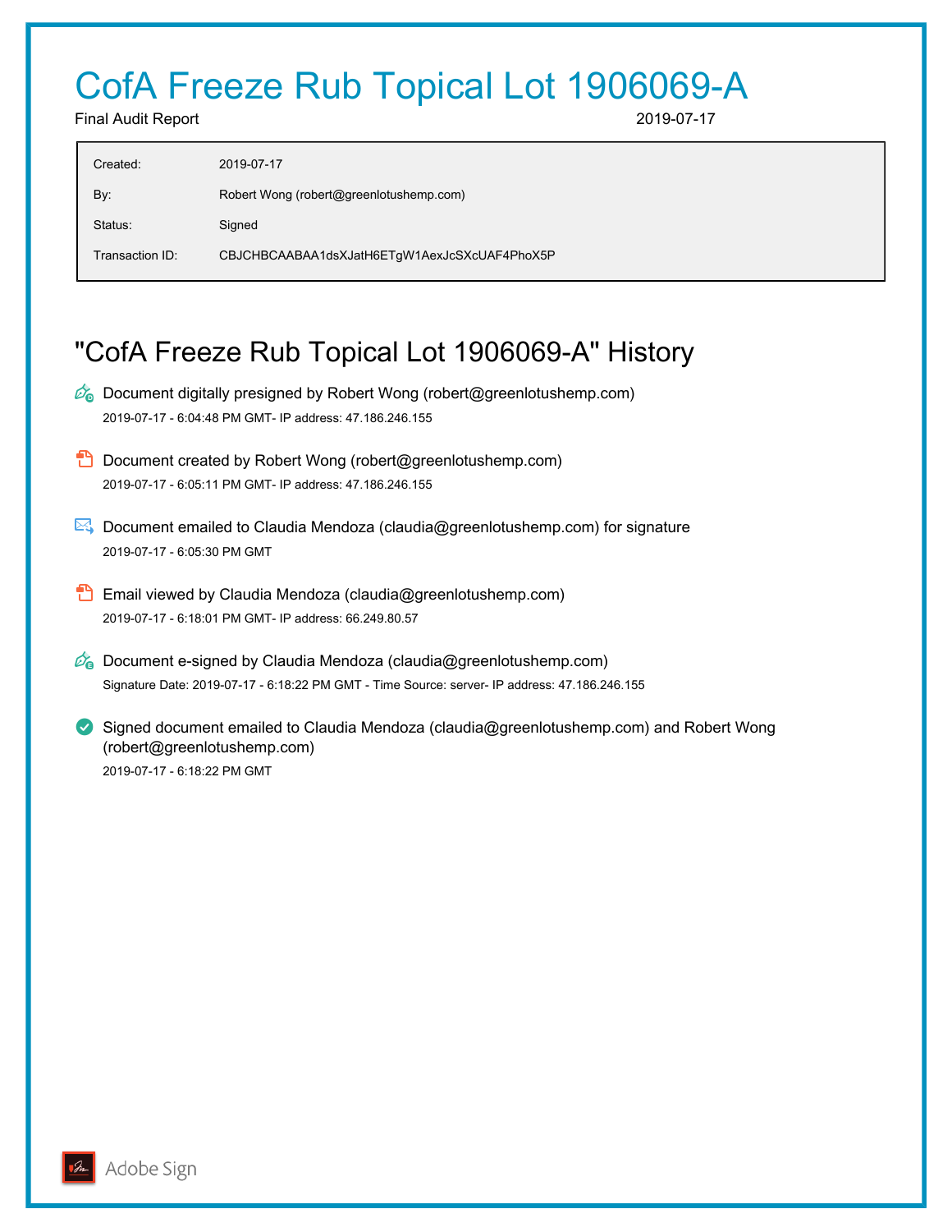# CofA Freeze Rub Topical Lot 1906069-A

Final Audit Report 2019-07-17

| | |
|---|---|
| Created: | 2019-07-17 |
| By: | Robert Wong (robert@greenlotushemp.com) |
| Status: | Signed |
| Transaction ID: | CBJCHBCAABAA1dsXJatH6ETgW1AexJcSXcUAF4PhoX5P |

## "CofA Freeze Rub Topical Lot 1906069-A" History

- Document digitally presigned by Robert Wong (robert@greenlotushemp.com)
  2019-07-17 - 6:04:48 PM GMT- IP address: 47.186.246.155

- Document created by Robert Wong (robert@greenlotushemp.com)
  2019-07-17 - 6:05:11 PM GMT- IP address: 47.186.246.155

- Document emailed to Claudia Mendoza (claudia@greenlotushemp.com) for signature
  2019-07-17 - 6:05:30 PM GMT

- Email viewed by Claudia Mendoza (claudia@greenlotushemp.com)
  2019-07-17 - 6:18:01 PM GMT- IP address: 66.249.80.57

- Document e-signed by Claudia Mendoza (claudia@greenlotushemp.com)
  Signature Date: 2019-07-17 - 6:18:22 PM GMT - Time Source: server- IP address: 47.186.246.155

- Signed document emailed to Claudia Mendoza (claudia@greenlotushemp.com) and Robert Wong (robert@greenlotushemp.com)
  2019-07-17 - 6:18:22 PM GMT

Adobe Sign